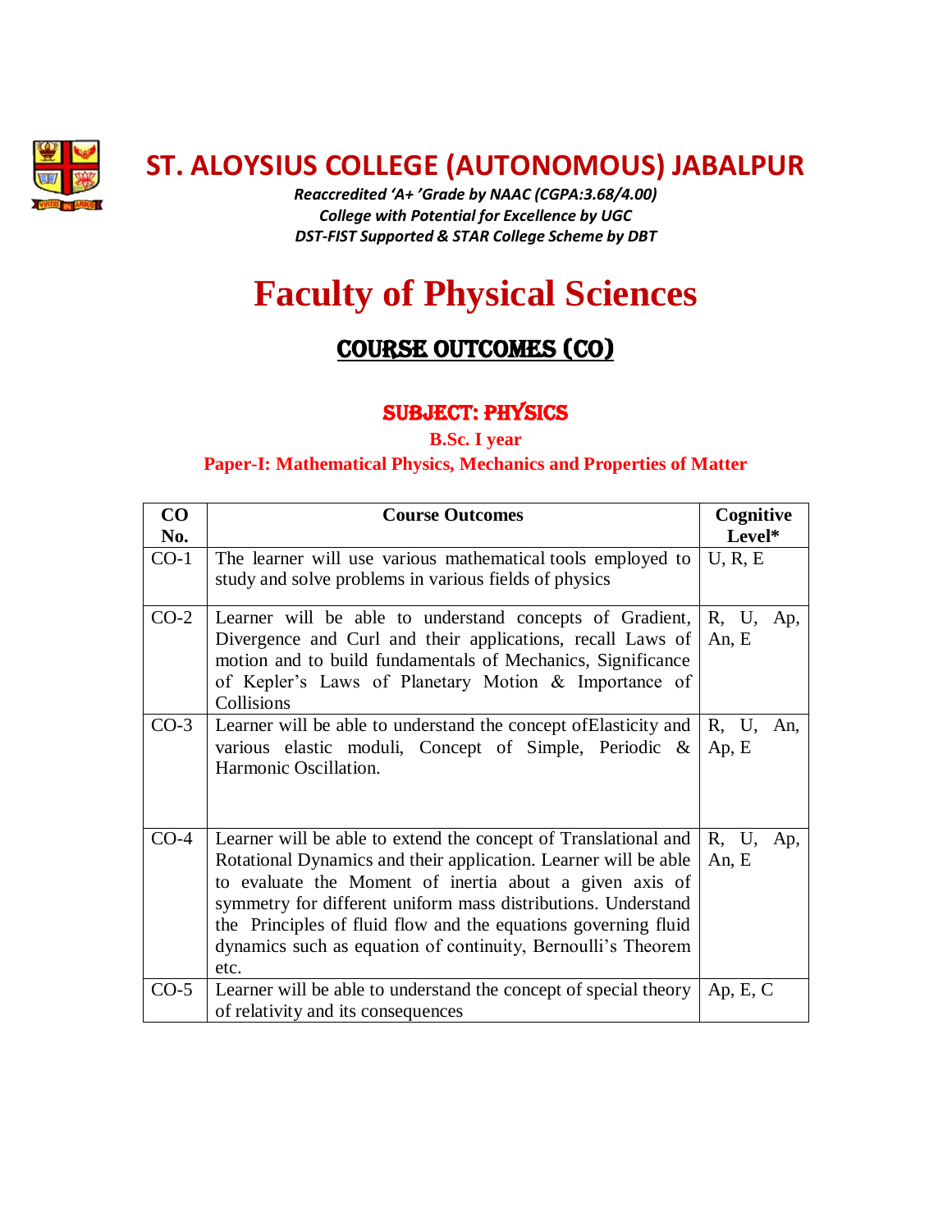# ST. ALOYSIUS COLLEGE (AUTONOMOUS) JABALPUR

*Reaccredited 'A+ 'Grade by NAAC (CGPA:3.68/4.00)*
*College with Potential for Excellence by UGC*
*DST-FIST Supported & STAR College Scheme by DBT*

# Faculty of Physical Sciences

## COURSE OUTCOMES (CO)

### SUBJECT: PHYSICS

**B.Sc. I year**

**Paper-I: Mathematical Physics, Mechanics and Properties of Matter**

| CO No. | Course Outcomes | Cognitive Level* |
|---|---|---|
| CO-1 | The learner will use various mathematical tools employed to study and solve problems in various fields of physics | U, R, E |
| CO-2 | Learner will be able to understand concepts of Gradient, Divergence and Curl and their applications, recall Laws of motion and to build fundamentals of Mechanics, Significance of Kepler's Laws of Planetary Motion & Importance of Collisions | R, U, Ap, An, E |
| CO-3 | Learner will be able to understand the concept ofElasticity and various elastic moduli, Concept of Simple, Periodic & Harmonic Oscillation. | R, U, An, Ap, E |
| CO-4 | Learner will be able to extend the concept of Translational and Rotational Dynamics and their application. Learner will be able to evaluate the Moment of inertia about a given axis of symmetry for different uniform mass distributions. Understand the Principles of fluid flow and the equations governing fluid dynamics such as equation of continuity, Bernoulli's Theorem etc. | R, U, Ap, An, E |
| CO-5 | Learner will be able to understand the concept of special theory of relativity and its consequences | Ap, E, C |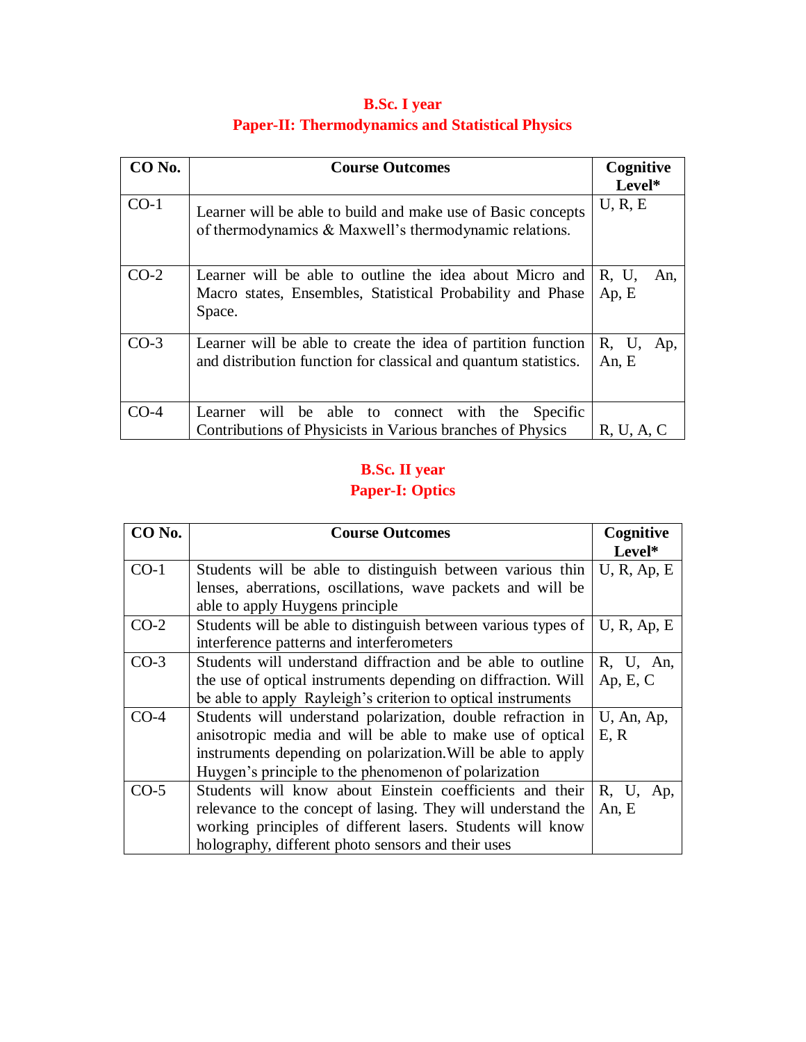## B.Sc. I year

## Paper-II: Thermodynamics and Statistical Physics

| CO No. | Course Outcomes | Cognitive Level* |
|---|---|---|
| CO-1 | Learner will be able to build and make use of Basic concepts of thermodynamics & Maxwell's thermodynamic relations. | U, R, E |
| CO-2 | Learner will be able to outline the idea about Micro and Macro states, Ensembles, Statistical Probability and Phase Space. | R, U, An, Ap, E |
| CO-3 | Learner will be able to create the idea of partition function and distribution function for classical and quantum statistics. | R, U, Ap, An, E |
| CO-4 | Learner will be able to connect with the Specific Contributions of Physicists in Various branches of Physics | R, U, A, C |

## B.Sc. II year

## Paper-I: Optics

| CO No. | Course Outcomes | Cognitive Level* |
|---|---|---|
| CO-1 | Students will be able to distinguish between various thin lenses, aberrations, oscillations, wave packets and will be able to apply Huygens principle | U, R, Ap, E |
| CO-2 | Students will be able to distinguish between various types of interference patterns and interferometers | U, R, Ap, E |
| CO-3 | Students will understand diffraction and be able to outline the use of optical instruments depending on diffraction. Will be able to apply Rayleigh's criterion to optical instruments | R, U, An, Ap, E, C |
| CO-4 | Students will understand polarization, double refraction in anisotropic media and will be able to make use of optical instruments depending on polarization.Will be able to apply Huygen's principle to the phenomenon of polarization | U, An, Ap, E, R |
| CO-5 | Students will know about Einstein coefficients and their relevance to the concept of lasing. They will understand the working principles of different lasers. Students will know holography, different photo sensors and their uses | R, U, Ap, An, E |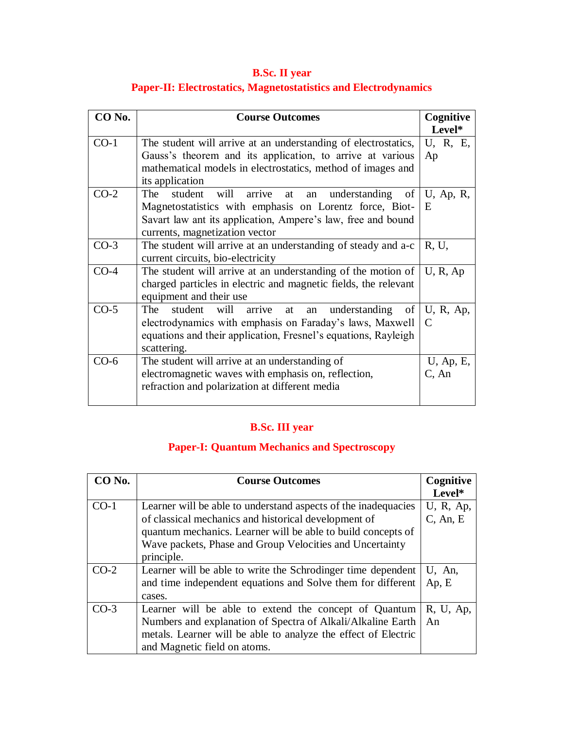## B.Sc. II year

## Paper-II: Electrostatics, Magnetostatistics and Electrodynamics

| CO No. | Course Outcomes | Cognitive Level* |
|---|---|---|
| CO-1 | The student will arrive at an understanding of electrostatics, Gauss's theorem and its application, to arrive at various mathematical models in electrostatics, method of images and its application | U, R, E, Ap |
| CO-2 | The student will arrive at an understanding of Magnetostatistics with emphasis on Lorentz force, Biot-Savart law ant its application, Ampere's law, free and bound currents, magnetization vector | U, Ap, R, E |
| CO-3 | The student will arrive at an understanding of steady and a-c current circuits, bio-electricity | R, U, |
| CO-4 | The student will arrive at an understanding of the motion of charged particles in electric and magnetic fields, the relevant equipment and their use | U, R, Ap |
| CO-5 | The student will arrive at an understanding of electrodynamics with emphasis on Faraday's laws, Maxwell equations and their application, Fresnel's equations, Rayleigh scattering. | U, R, Ap, C |
| CO-6 | The student will arrive at an understanding of electromagnetic waves with emphasis on, reflection, refraction and polarization at different media | U, Ap, E, C, An |

## B.Sc. III year

## Paper-I: Quantum Mechanics and Spectroscopy

| CO No. | Course Outcomes | Cognitive Level* |
|---|---|---|
| CO-1 | Learner will be able to understand aspects of the inadequacies of classical mechanics and historical development of quantum mechanics. Learner will be able to build concepts of Wave packets, Phase and Group Velocities and Uncertainty principle. | U, R, Ap, C, An, E |
| CO-2 | Learner will be able to write the Schrodinger time dependent and time independent equations and Solve them for different cases. | U, An, Ap, E |
| CO-3 | Learner will be able to extend the concept of Quantum Numbers and explanation of Spectra of Alkali/Alkaline Earth metals. Learner will be able to analyze the effect of Electric and Magnetic field on atoms. | R, U, Ap, An |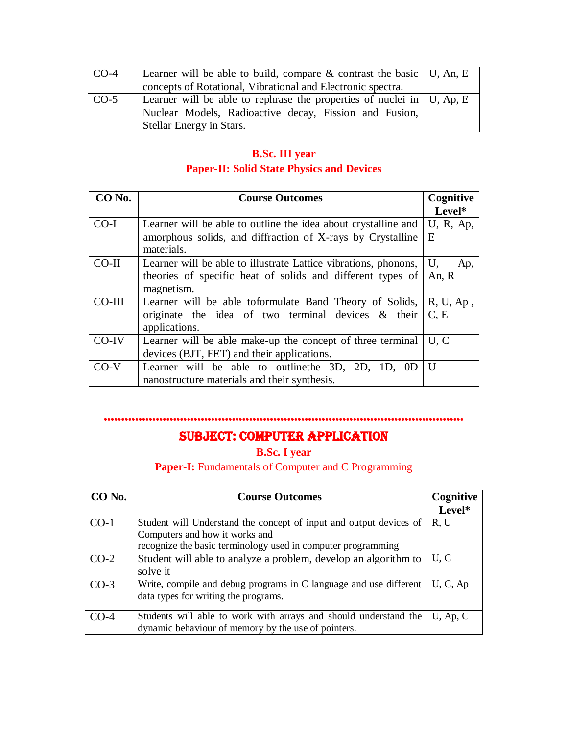| | | |
|---|---|---|
| CO-4 | Learner will be able to build, compare & contrast the basic concepts of Rotational, Vibrational and Electronic spectra. | U, An, E |
| CO-5 | Learner will be able to rephrase the properties of nuclei in Nuclear Models, Radioactive decay, Fission and Fusion, Stellar Energy in Stars. | U, Ap, E |

## B.Sc. III year
## Paper-II: Solid State Physics and Devices

| CO No. | Course Outcomes | Cognitive Level* |
|---|---|---|
| CO-I | Learner will be able to outline the idea about crystalline and amorphous solids, and diffraction of X-rays by Crystalline materials. | U, R, Ap, E |
| CO-II | Learner will be able to illustrate Lattice vibrations, phonons, theories of specific heat of solids and different types of magnetism. | U, Ap, An, R |
| CO-III | Learner will be able toformulate Band Theory of Solids, originate the idea of two terminal devices & their applications. | R, U, Ap , C, E |
| CO-IV | Learner will be able make-up the concept of three terminal devices (BJT, FET) and their applications. | U, C |
| CO-V | Learner will be able to outlinethe 3D, 2D, 1D, 0D nanostructure materials and their synthesis. | U |

# SUBJECT: COMPUTER APPLICATION

## B.Sc. I year
## Paper-I: Fundamentals of Computer and C Programming

| CO No. | Course Outcomes | Cognitive Level* |
|---|---|---|
| CO-1 | Student will Understand the concept of input and output devices of Computers and how it works and recognize the basic terminology used in computer programming | R, U |
| CO-2 | Student will able to analyze a problem, develop an algorithm to solve it | U, C |
| CO-3 | Write, compile and debug programs in C language and use different data types for writing the programs. | U, C, Ap |
| CO-4 | Students will able to work with arrays and should understand the dynamic behaviour of memory by the use of pointers. | U, Ap, C |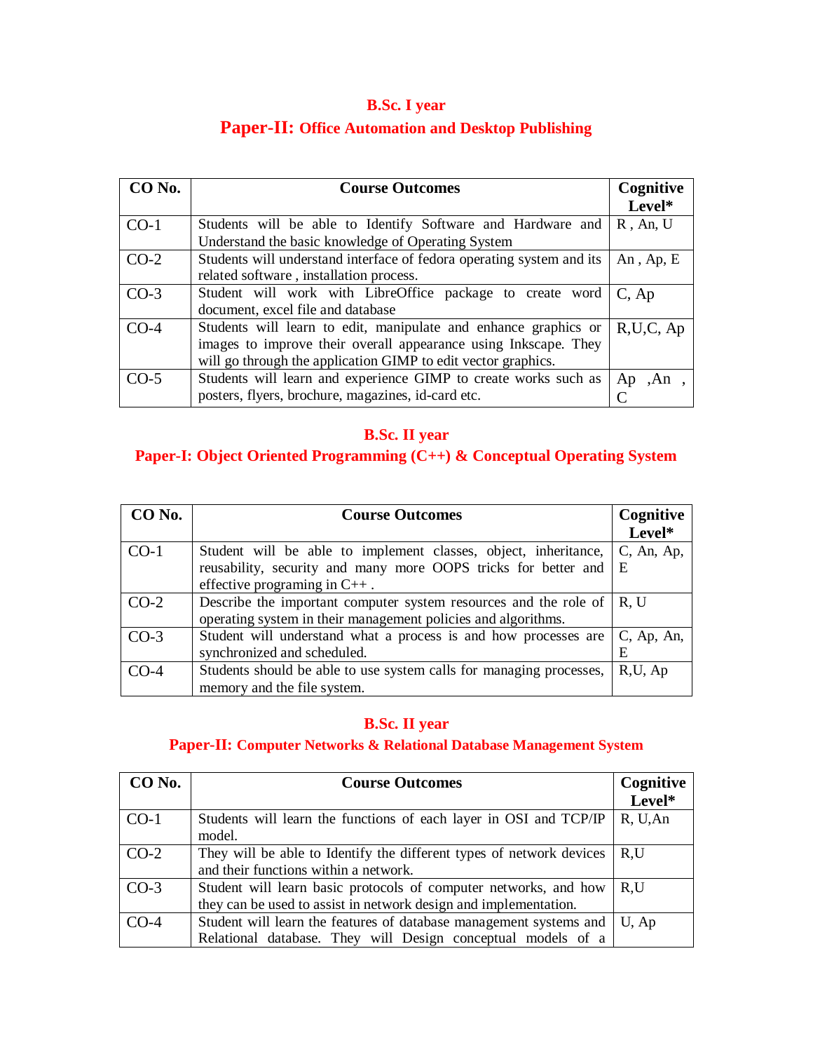## B.Sc. I year

## Paper-II: Office Automation and Desktop Publishing

| CO No. | Course Outcomes | Cognitive Level* |
|---|---|---|
| CO-1 | Students will be able to Identify Software and Hardware and Understand the basic knowledge of Operating System | R , An, U |
| CO-2 | Students will understand interface of fedora operating system and its related software , installation process. | An , Ap, E |
| CO-3 | Student will work with LibreOffice package to create word document, excel file and database | C, Ap |
| CO-4 | Students will learn to edit, manipulate and enhance graphics or images to improve their overall appearance using Inkscape. They will go through the application GIMP to edit vector graphics. | R,U,C, Ap |
| CO-5 | Students will learn and experience GIMP to create works such as posters, flyers, brochure, magazines, id-card etc. | Ap ,An , C |

## B.Sc. II year

## Paper-I: Object Oriented Programming (C++) & Conceptual Operating System

| CO No. | Course Outcomes | Cognitive Level* |
|---|---|---|
| CO-1 | Student will be able to implement classes, object, inheritance, reusability, security and many more OOPS tricks for better and effective programing in C++ . | C, An, Ap, E |
| CO-2 | Describe the important computer system resources and the role of operating system in their management policies and algorithms. | R, U |
| CO-3 | Student will understand what a process is and how processes are synchronized and scheduled. | C, Ap, An, E |
| CO-4 | Students should be able to use system calls for managing processes, memory and the file system. | R,U, Ap |

## B.Sc. II year

## Paper-II: Computer Networks & Relational Database Management System

| CO No. | Course Outcomes | Cognitive Level* |
|---|---|---|
| CO-1 | Students will learn the functions of each layer in OSI and TCP/IP model. | R, U,An |
| CO-2 | They will be able to Identify the different types of network devices and their functions within a network. | R,U |
| CO-3 | Student will learn basic protocols of computer networks, and how they can be used to assist in network design and implementation. | R,U |
| CO-4 | Student will learn the features of database management systems and Relational database. They will Design conceptual models of a | U, Ap |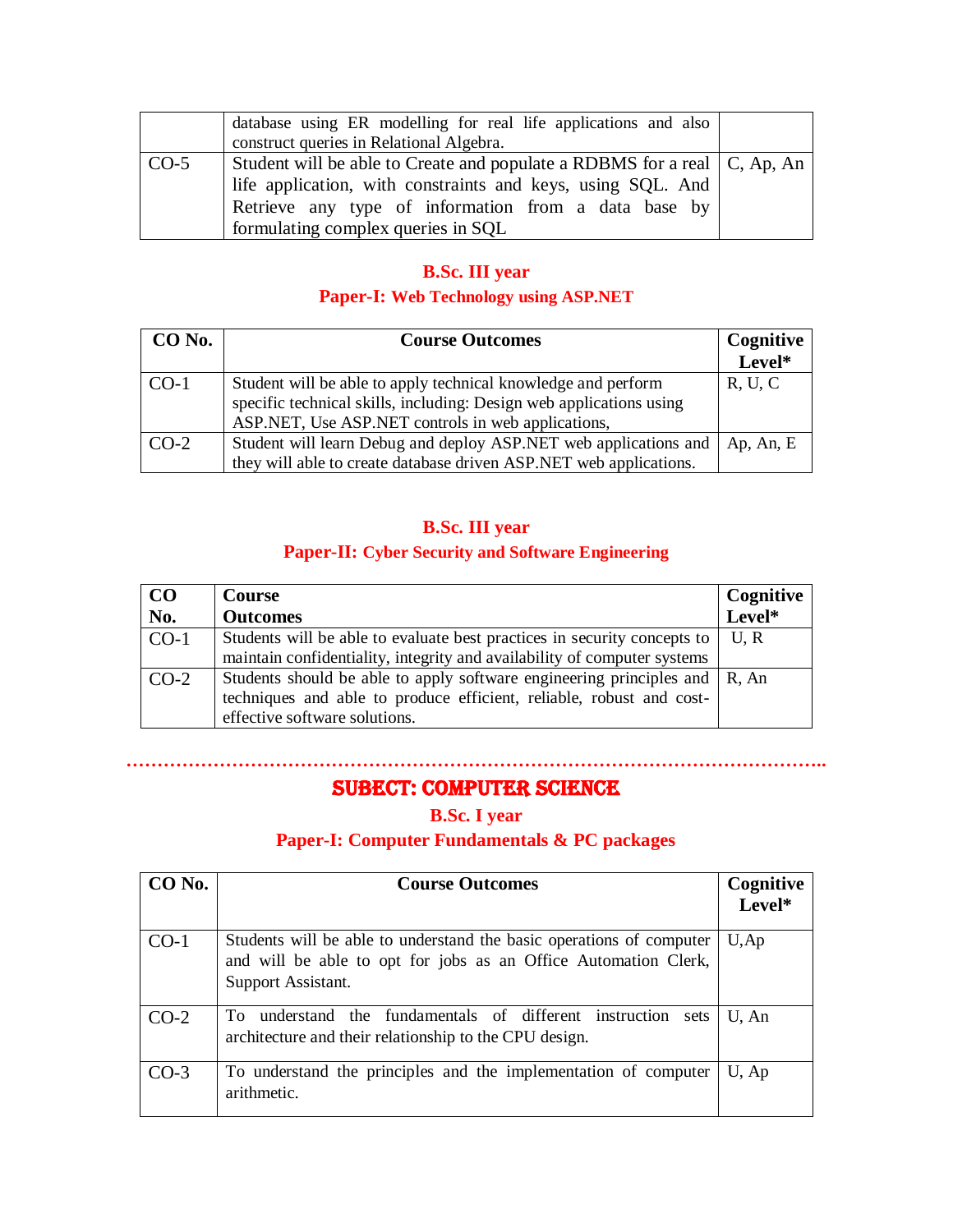|  |  |  |
|---|---|---|
|  | database using ER modelling for real life applications and also construct queries in Relational Algebra. |  |
| CO-5 | Student will be able to Create and populate a RDBMS for a real life application, with constraints and keys, using SQL. And Retrieve any type of information from a data base by formulating complex queries in SQL | C, Ap, An |

## B.Sc. III year

## Paper-I: Web Technology using ASP.NET

| CO No. | Course Outcomes | Cognitive Level* |
|---|---|---|
| CO-1 | Student will be able to apply technical knowledge and perform specific technical skills, including: Design web applications using ASP.NET, Use ASP.NET controls in web applications, | R, U, C |
| CO-2 | Student will learn Debug and deploy ASP.NET web applications and they will able to create database driven ASP.NET web applications. | Ap, An, E |

## B.Sc. III year

## Paper-II: Cyber Security and Software Engineering

| CO No. | Course Outcomes | Cognitive Level* |
|---|---|---|
| CO-1 | Students will be able to evaluate best practices in security concepts to maintain confidentiality, integrity and availability of computer systems | U, R |
| CO-2 | Students should be able to apply software engineering principles and techniques and able to produce efficient, reliable, robust and cost-effective software solutions. | R, An |

………………………………………………………………………………………………….

# SUBECT: COMPUTER SCIENCE

## B.Sc. I year

## Paper-I: Computer Fundamentals & PC packages

| CO No. | Course Outcomes | Cognitive Level* |
|---|---|---|
| CO-1 | Students will be able to understand the basic operations of computer and will be able to opt for jobs as an Office Automation Clerk, Support Assistant. | U,Ap |
| CO-2 | To understand the fundamentals of different instruction sets architecture and their relationship to the CPU design. | U, An |
| CO-3 | To understand the principles and the implementation of computer arithmetic. | U, Ap |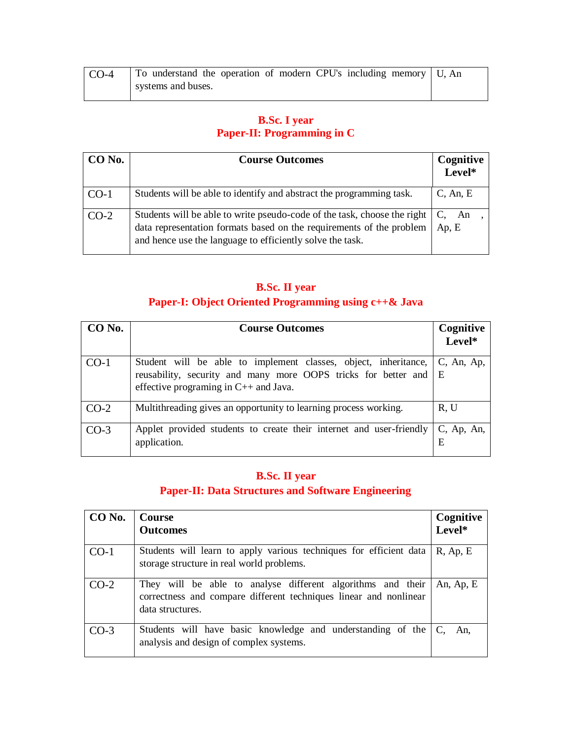| CO-4 | To understand the operation of modern CPU's including memory systems and buses. | U, An |
|---|---|---|

## B.Sc. I year
## Paper-II: Programming in C

| CO No. | Course Outcomes | Cognitive Level* |
|---|---|---|
| CO-1 | Students will be able to identify and abstract the programming task. | C, An, E |
| CO-2 | Students will be able to write pseudo-code of the task, choose the right data representation formats based on the requirements of the problem and hence use the language to efficiently solve the task. | C, An , Ap, E |

## B.Sc. II year
## Paper-I: Object Oriented Programming using c++& Java

| CO No. | Course Outcomes | Cognitive Level* |
|---|---|---|
| CO-1 | Student will be able to implement classes, object, inheritance, reusability, security and many more OOPS tricks for better and effective programing in C++ and Java. | C, An, Ap, E |
| CO-2 | Multithreading gives an opportunity to learning process working. | R, U |
| CO-3 | Applet provided students to create their internet and user-friendly application. | C, Ap, An, E |

## B.Sc. II year
## Paper-II: Data Structures and Software Engineering

| CO No. | Course Outcomes | Cognitive Level* |
|---|---|---|
| CO-1 | Students will learn to apply various techniques for efficient data storage structure in real world problems. | R, Ap, E |
| CO-2 | They will be able to analyse different algorithms and their correctness and compare different techniques linear and nonlinear data structures. | An, Ap, E |
| CO-3 | Students will have basic knowledge and understanding of the analysis and design of complex systems. | C, An, |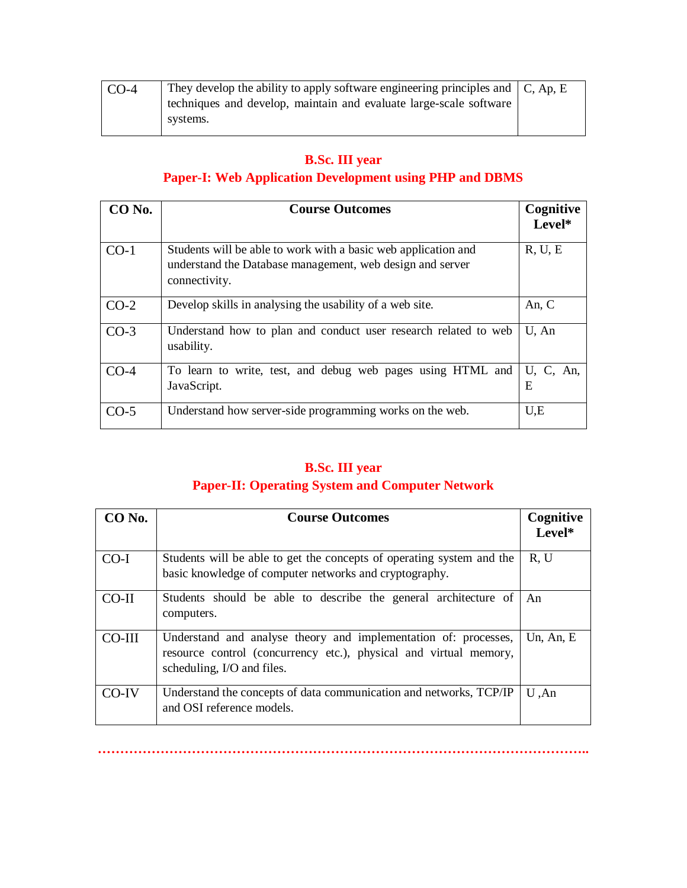| | | |
|---|---|---|
| CO-4 | They develop the ability to apply software engineering principles and techniques and develop, maintain and evaluate large-scale software systems. | C, Ap, E |

## B.Sc. III year

## Paper-I: Web Application Development using PHP and DBMS

| CO No. | Course Outcomes | Cognitive Level* |
|---|---|---|
| CO-1 | Students will be able to work with a basic web application and understand the Database management, web design and server connectivity. | R, U, E |
| CO-2 | Develop skills in analysing the usability of a web site. | An, C |
| CO-3 | Understand how to plan and conduct user research related to web usability. | U, An |
| CO-4 | To learn to write, test, and debug web pages using HTML and JavaScript. | U, C, An, E |
| CO-5 | Understand how server-side programming works on the web. | U,E |

## B.Sc. III year

## Paper-II: Operating System and Computer Network

| CO No. | Course Outcomes | Cognitive Level* |
|---|---|---|
| CO-I | Students will be able to get the concepts of operating system and the basic knowledge of computer networks and cryptography. | R, U |
| CO-II | Students should be able to describe the general architecture of computers. | An |
| CO-III | Understand and analyse theory and implementation of: processes, resource control (concurrency etc.), physical and virtual memory, scheduling, I/O and files. | Un, An, E |
| CO-IV | Understand the concepts of data communication and networks, TCP/IP and OSI reference models. | U ,An |

…………………………………………………………………………………………………..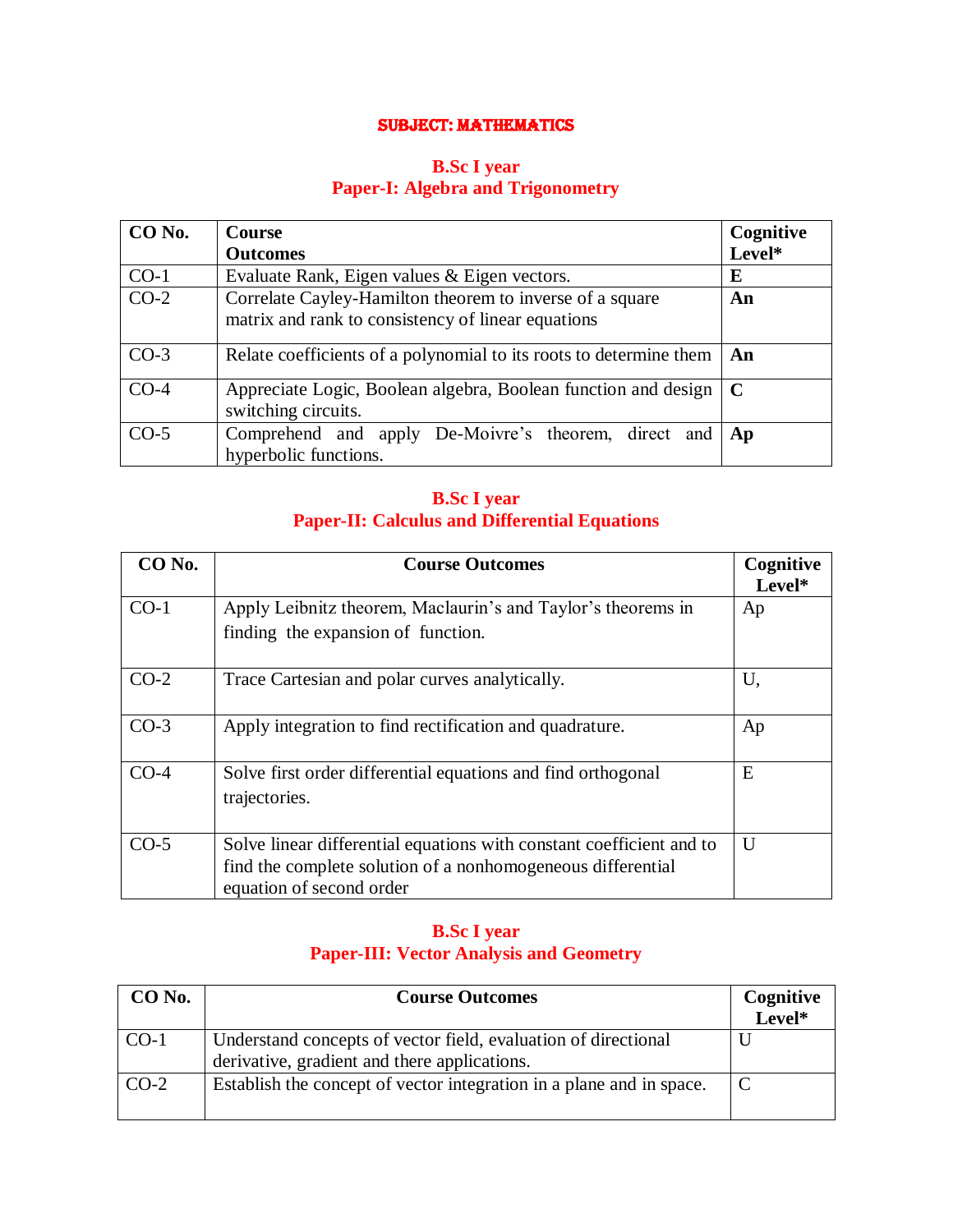# SUBJECT: MATHEMATICS

## B.Sc I year
## Paper-I: Algebra and Trigonometry

| CO No. | Course Outcomes | Cognitive Level* |
|---|---|---|
| CO-1 | Evaluate Rank, Eigen values & Eigen vectors. | **E** |
| CO-2 | Correlate Cayley-Hamilton theorem to inverse of a square matrix and rank to consistency of linear equations | **An** |
| CO-3 | Relate coefficients of a polynomial to its roots to determine them | **An** |
| CO-4 | Appreciate Logic, Boolean algebra, Boolean function and design switching circuits. | **C** |
| CO-5 | Comprehend and apply De-Moivre's theorem, direct and hyperbolic functions. | **Ap** |

## B.Sc I year
## Paper-II: Calculus and Differential Equations

| CO No. | Course Outcomes | Cognitive Level* |
|---|---|---|
| CO-1 | Apply Leibnitz theorem, Maclaurin's and Taylor's theorems in finding the expansion of function. | Ap |
| CO-2 | Trace Cartesian and polar curves analytically. | U, |
| CO-3 | Apply integration to find rectification and quadrature. | Ap |
| CO-4 | Solve first order differential equations and find orthogonal trajectories. | E |
| CO-5 | Solve linear differential equations with constant coefficient and to find the complete solution of a nonhomogeneous differential equation of second order | U |

## B.Sc I year
## Paper-III: Vector Analysis and Geometry

| CO No. | Course Outcomes | Cognitive Level* |
|---|---|---|
| CO-1 | Understand concepts of vector field, evaluation of directional derivative, gradient and there applications. | U |
| CO-2 | Establish the concept of vector integration in a plane and in space. | C |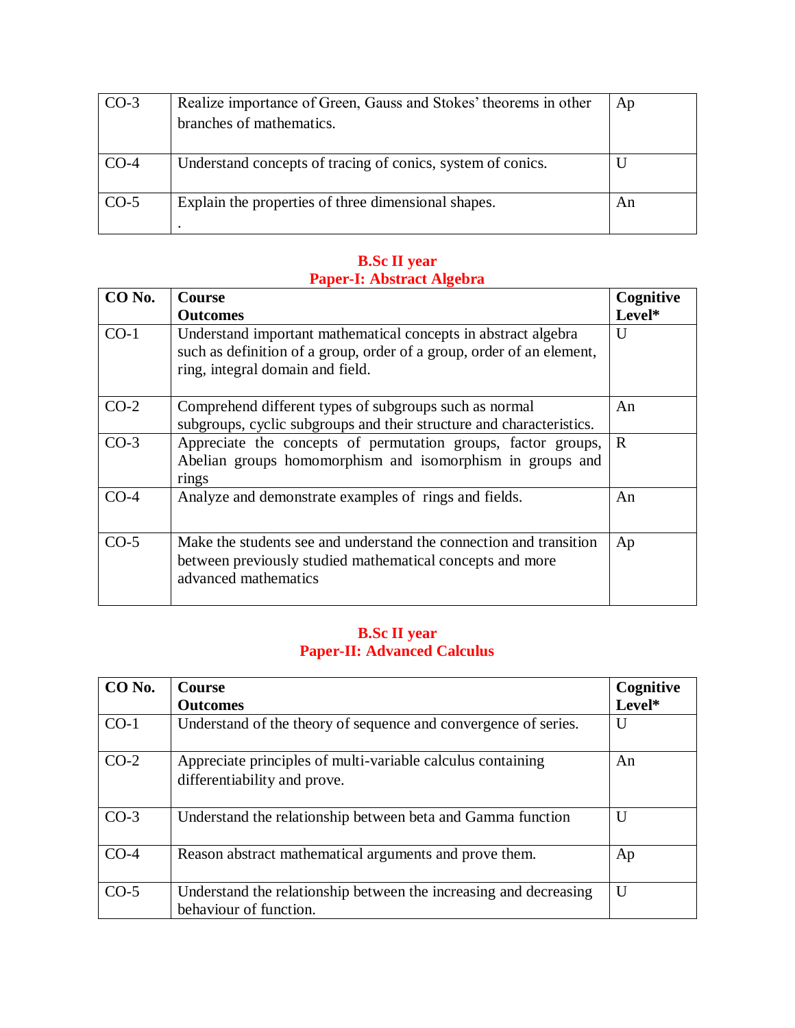| CO-3 | Realize importance of Green, Gauss and Stokes' theorems in other branches of mathematics. | Ap |
|---|---|---|
| CO-4 | Understand concepts of tracing of conics, system of conics. | U |
| CO-5 | Explain the properties of three dimensional shapes. . | An |

**B.Sc II year**
**Paper-I: Abstract Algebra**

| CO No. | Course Outcomes | Cognitive Level* |
|---|---|---|
| CO-1 | Understand important mathematical concepts in abstract algebra such as definition of a group, order of a group, order of an element, ring, integral domain and field. | U |
| CO-2 | Comprehend different types of subgroups such as normal subgroups, cyclic subgroups and their structure and characteristics. | An |
| CO-3 | Appreciate the concepts of permutation groups, factor groups, Abelian groups homomorphism and isomorphism in groups and rings | R |
| CO-4 | Analyze and demonstrate examples of rings and fields. | An |
| CO-5 | Make the students see and understand the connection and transition between previously studied mathematical concepts and more advanced mathematics | Ap |

**B.Sc II year**
**Paper-II: Advanced Calculus**

| CO No. | Course Outcomes | Cognitive Level* |
|---|---|---|
| CO-1 | Understand of the theory of sequence and convergence of series. | U |
| CO-2 | Appreciate principles of multi-variable calculus containing differentiability and prove. | An |
| CO-3 | Understand the relationship between beta and Gamma function | U |
| CO-4 | Reason abstract mathematical arguments and prove them. | Ap |
| CO-5 | Understand the relationship between the increasing and decreasing behaviour of function. | U |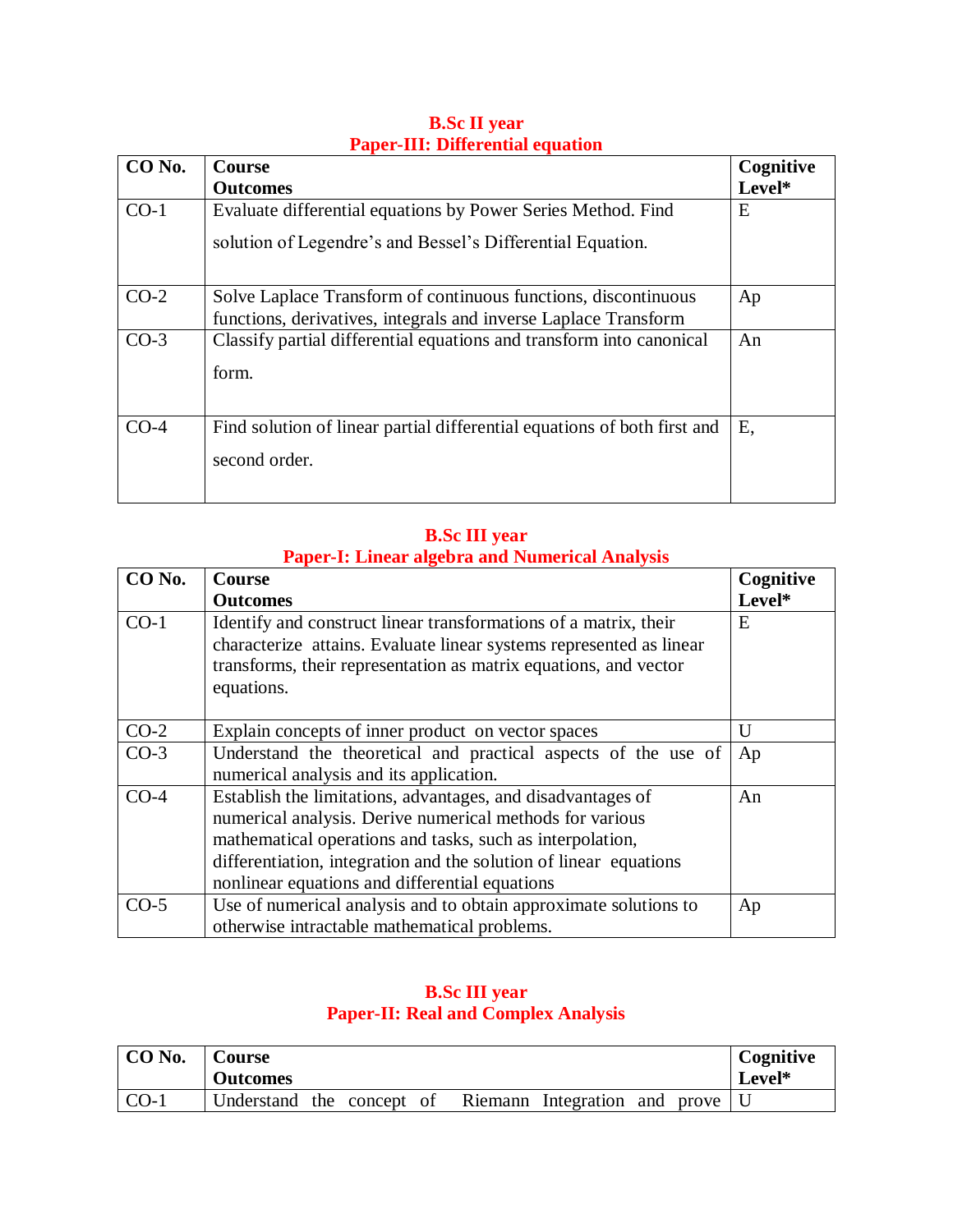**B.Sc II year**
**Paper-III: Differential equation**

| CO No. | Course Outcomes | Cognitive Level* |
|---|---|---|
| CO-1 | Evaluate differential equations by Power Series Method. Find solution of Legendre's and Bessel's Differential Equation. | E |
| CO-2 | Solve Laplace Transform of continuous functions, discontinuous functions, derivatives, integrals and inverse Laplace Transform | Ap |
| CO-3 | Classify partial differential equations and transform into canonical form. | An |
| CO-4 | Find solution of linear partial differential equations of both first and second order. | E, |

**B.Sc III year**
**Paper-I: Linear algebra and Numerical Analysis**

| CO No. | Course Outcomes | Cognitive Level* |
|---|---|---|
| CO-1 | Identify and construct linear transformations of a matrix, their characterize attains. Evaluate linear systems represented as linear transforms, their representation as matrix equations, and vector equations. | E |
| CO-2 | Explain concepts of inner product on vector spaces | U |
| CO-3 | Understand the theoretical and practical aspects of the use of numerical analysis and its application. | Ap |
| CO-4 | Establish the limitations, advantages, and disadvantages of numerical analysis. Derive numerical methods for various mathematical operations and tasks, such as interpolation, differentiation, integration and the solution of linear equations nonlinear equations and differential equations | An |
| CO-5 | Use of numerical analysis and to obtain approximate solutions to otherwise intractable mathematical problems. | Ap |

**B.Sc III year**
**Paper-II: Real and Complex Analysis**

| CO No. | Course Outcomes | Cognitive Level* |
|---|---|---|
| CO-1 | Understand the concept of Riemann Integration and prove | U |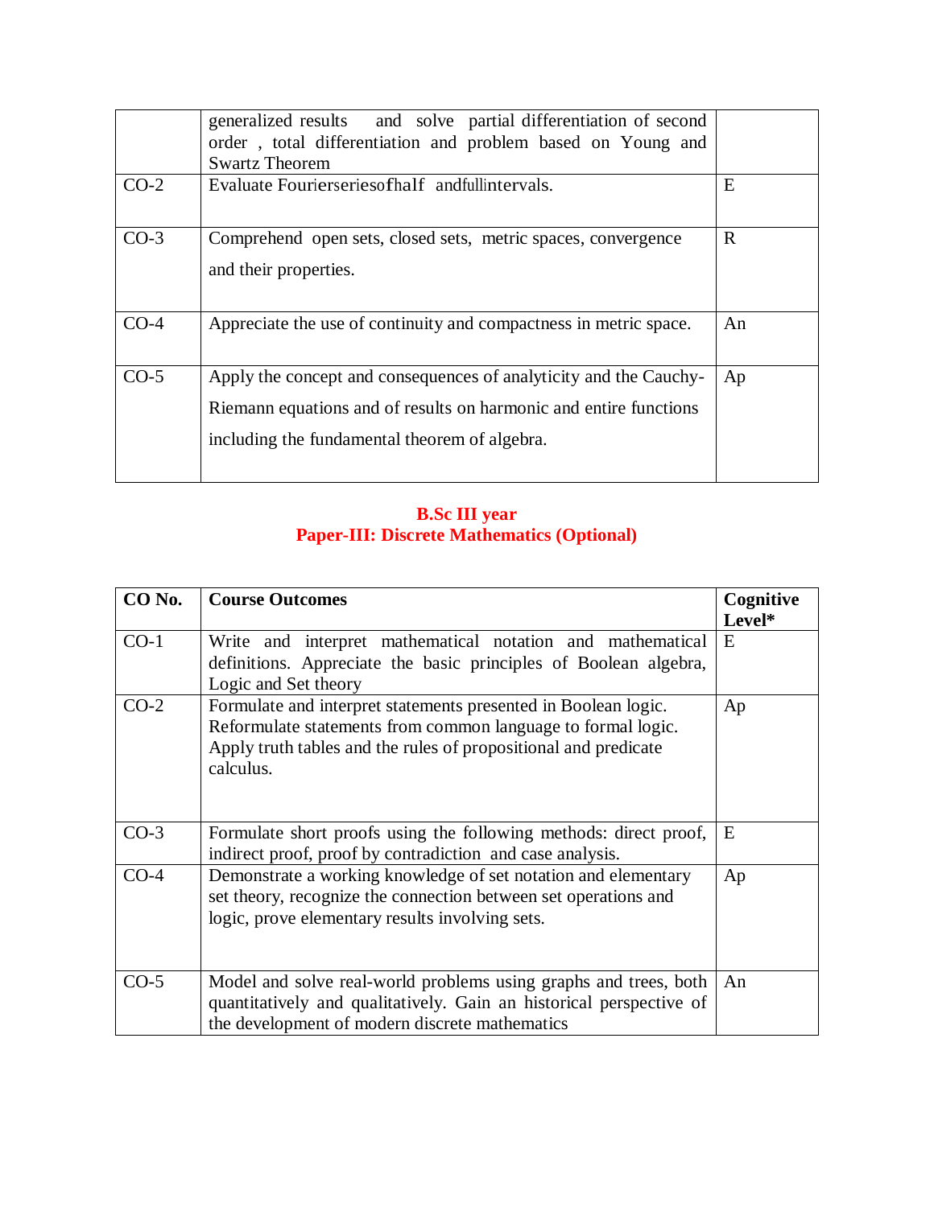| | | |
|---|---|---|
| | generalized results and solve partial differentiation of second order , total differentiation and problem based on Young and Swartz Theorem | |
| CO-2 | Evaluate Fourierseriesofhalf andfullintervals. | E |
| CO-3 | Comprehend open sets, closed sets, metric spaces, convergence and their properties. | R |
| CO-4 | Appreciate the use of continuity and compactness in metric space. | An |
| CO-5 | Apply the concept and consequences of analyticity and the Cauchy-Riemann equations and of results on harmonic and entire functions including the fundamental theorem of algebra. | Ap |

**B.Sc III year**
**Paper-III: Discrete Mathematics (Optional)**

| CO No. | Course Outcomes | Cognitive Level* |
|---|---|---|
| CO-1 | Write and interpret mathematical notation and mathematical definitions. Appreciate the basic principles of Boolean algebra, Logic and Set theory | E |
| CO-2 | Formulate and interpret statements presented in Boolean logic. Reformulate statements from common language to formal logic. Apply truth tables and the rules of propositional and predicate calculus. | Ap |
| CO-3 | Formulate short proofs using the following methods: direct proof, indirect proof, proof by contradiction and case analysis. | E |
| CO-4 | Demonstrate a working knowledge of set notation and elementary set theory, recognize the connection between set operations and logic, prove elementary results involving sets. | Ap |
| CO-5 | Model and solve real-world problems using graphs and trees, both quantitatively and qualitatively. Gain an historical perspective of the development of modern discrete mathematics | An |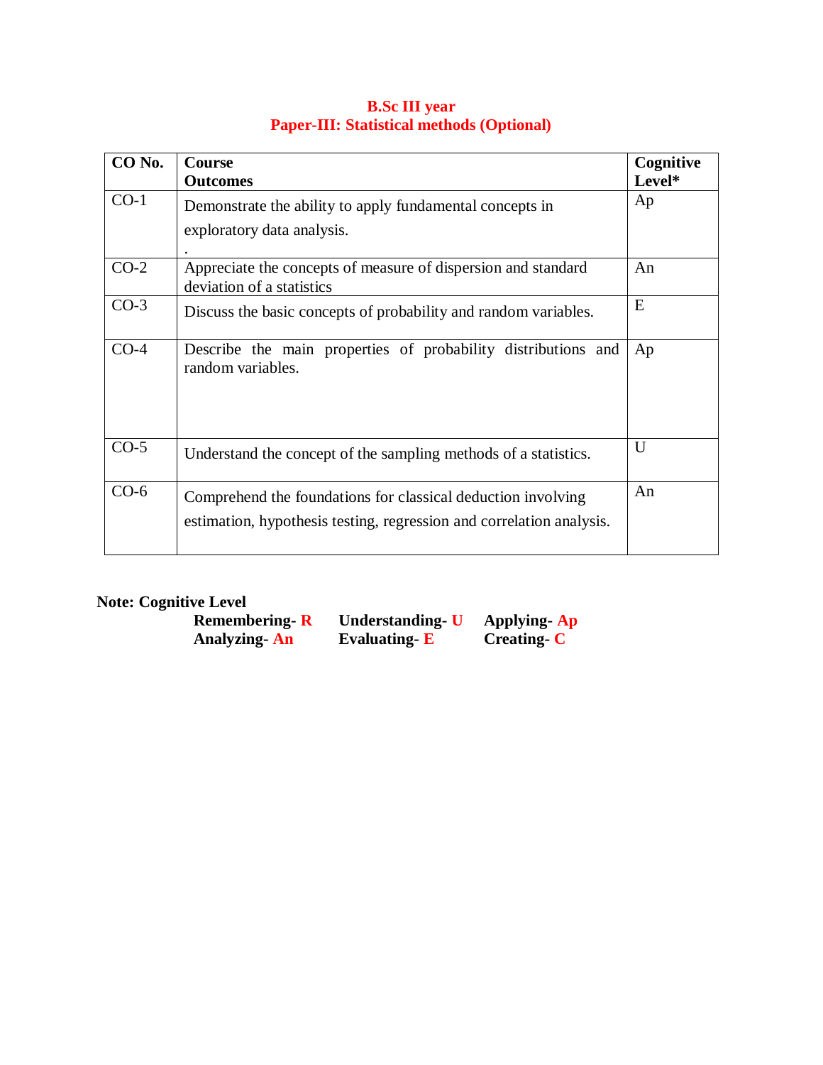**B.Sc III year**
**Paper-III: Statistical methods (Optional)**

| CO No. | Course Outcomes | Cognitive Level* |
|---|---|---|
| CO-1 | Demonstrate the ability to apply fundamental concepts in exploratory data analysis. . | Ap |
| CO-2 | Appreciate the concepts of measure of dispersion and standard deviation of a statistics | An |
| CO-3 | Discuss the basic concepts of probability and random variables. | E |
| CO-4 | Describe the main properties of probability distributions and random variables. | Ap |
| CO-5 | Understand the concept of the sampling methods of a statistics. | U |
| CO-6 | Comprehend the foundations for classical deduction involving estimation, hypothesis testing, regression and correlation analysis. | An |

**Note: Cognitive Level**

**Remembering- R** **Understanding- U** **Applying- Ap**
**Analyzing- An** **Evaluating- E** **Creating- C**